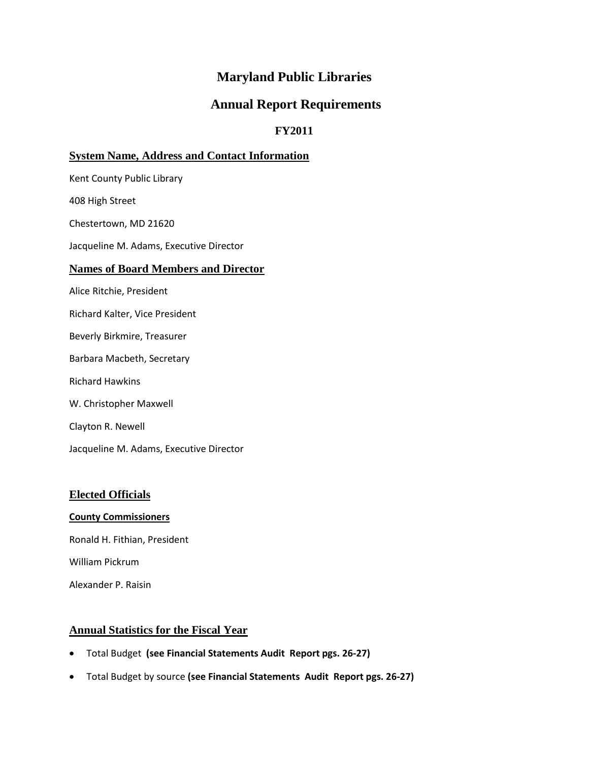# Maryland Public Libraries

# Annual Report Requirements

### FY2011

## System Name, Address and Contact Information

Kent County Public Library

408 High Street

Chestertown, MD 21620

Jacqueline M. Adams, Executive Director

## Names of Board Members and Director

Alice Ritchie, President

Richard Kalter, Vice President

Beverly Birkmire, Treasurer

Barbara Macbeth, Secretary

Richard Hawkins

W. Christopher Maxwell

Clayton R. Newell

Jacqueline M. Adams, Executive Director

## Elected Officials

### County Commissioners

Ronald H. Fithian, President

William Pickrum

Alexander P. Raisin

## Annual Statistics for the Fiscal Year

- Total Budget **(see Financial Statements Audit Report pgs. 26-27)**
- Total Budget by source **(see Financial Statements Audit Report pgs. 26-27)**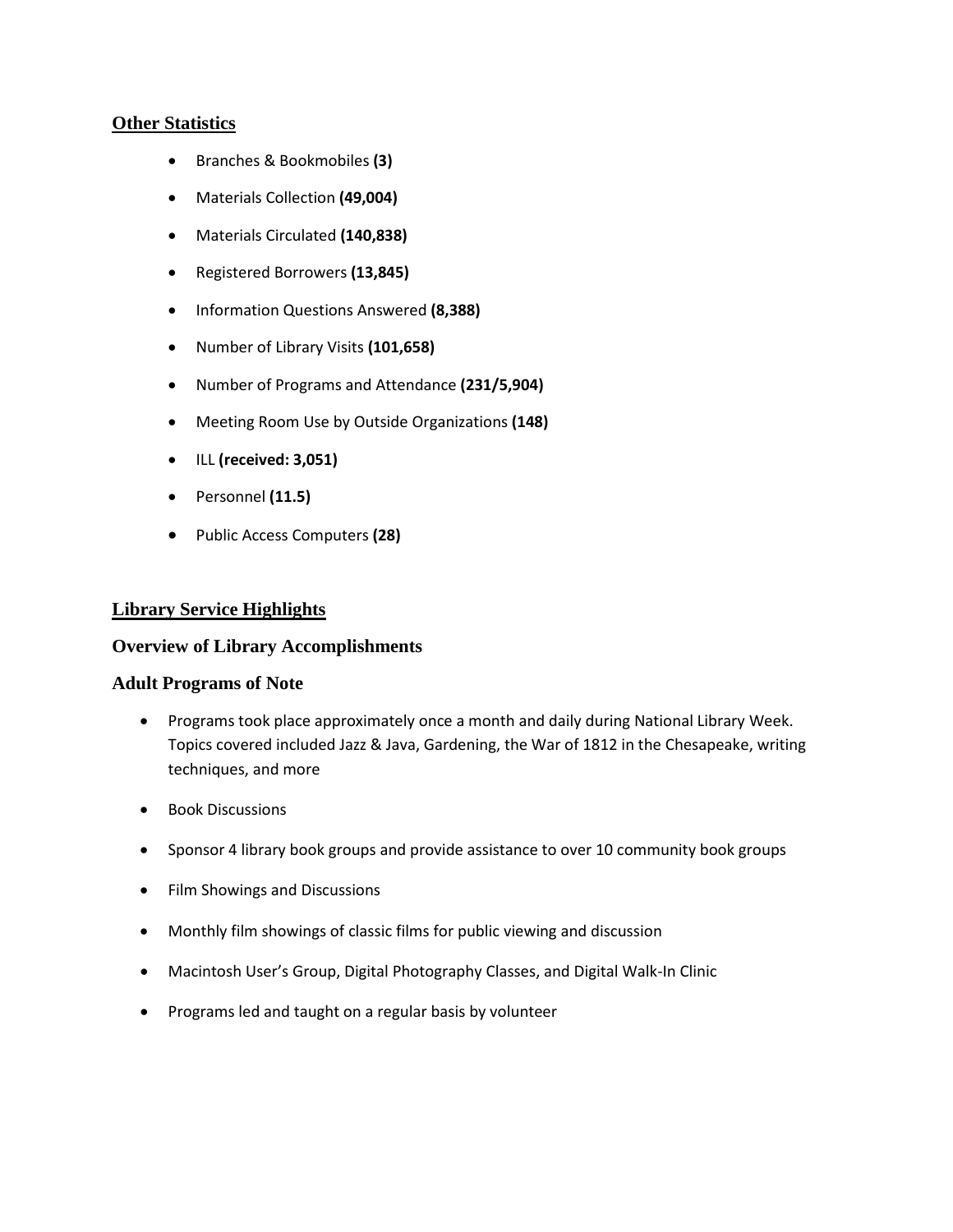## Other Statistics

- Branches & Bookmobiles **(3)**
- Materials Collection **(49,004)**
- Materials Circulated **(140,838)**
- Registered Borrowers **(13,845)**
- Information Questions Answered **(8,388)**
- Number of Library Visits **(101,658)**
- Number of Programs and Attendance **(231/5,904)**
- Meeting Room Use by Outside Organizations **(148)**
- ILL **(received: 3,051)**
- Personnel **(11.5)**
- Public Access Computers **(28)**

## Library Service Highlights

### Overview of Library Accomplishments

### Adult Programs of Note

- Programs took place approximately once a month and daily during National Library Week. Topics covered included Jazz & Java, Gardening, the War of 1812 in the Chesapeake, writing techniques, and more
- Book Discussions
- Sponsor 4 library book groups and provide assistance to over 10 community book groups
- Film Showings and Discussions
- Monthly film showings of classic films for public viewing and discussion
- Macintosh User's Group, Digital Photography Classes, and Digital Walk-In Clinic
- Programs led and taught on a regular basis by volunteer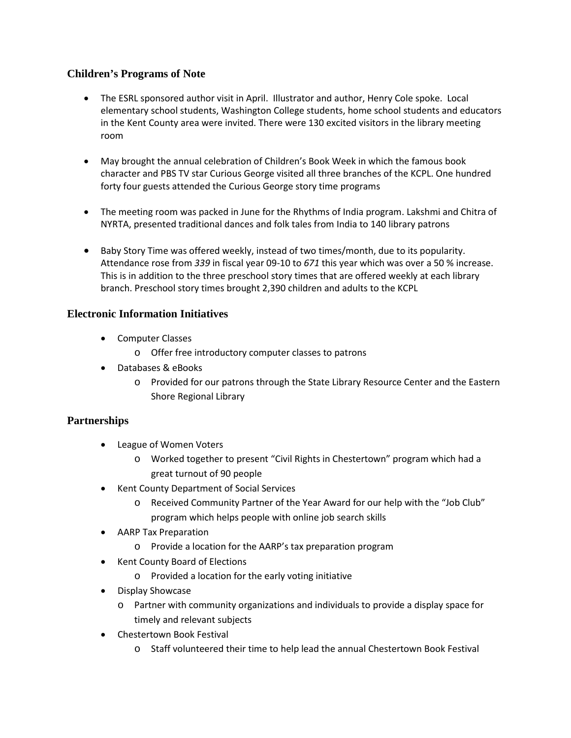## Children's Programs of Note

- The ESRL sponsored author visit in April. Illustrator and author, Henry Cole spoke. Local elementary school students, Washington College students, home school students and educators in the Kent County area were invited. There were 130 excited visitors in the library meeting room
- May brought the annual celebration of Children's Book Week in which the famous book character and PBS TV star Curious George visited all three branches of the KCPL. One hundred forty four guests attended the Curious George story time programs
- The meeting room was packed in June for the Rhythms of India program. Lakshmi and Chitra of NYRTA, presented traditional dances and folk tales from India to 140 library patrons
- Baby Story Time was offered weekly, instead of two times/month, due to its popularity. Attendance rose from *339* in fiscal year 09-10 to *671* this year which was over a 50 % increase. This is in addition to the three preschool story times that are offered weekly at each library branch. Preschool story times brought 2,390 children and adults to the KCPL

## Electronic Information Initiatives

- Computer Classes
  - Offer free introductory computer classes to patrons
- Databases & eBooks
  - Provided for our patrons through the State Library Resource Center and the Eastern Shore Regional Library

## Partnerships

- League of Women Voters
  - Worked together to present "Civil Rights in Chestertown" program which had a great turnout of 90 people
- Kent County Department of Social Services
  - Received Community Partner of the Year Award for our help with the "Job Club" program which helps people with online job search skills
- AARP Tax Preparation
  - Provide a location for the AARP's tax preparation program
- Kent County Board of Elections
  - Provided a location for the early voting initiative
- Display Showcase
  - Partner with community organizations and individuals to provide a display space for timely and relevant subjects
- Chestertown Book Festival
  - Staff volunteered their time to help lead the annual Chestertown Book Festival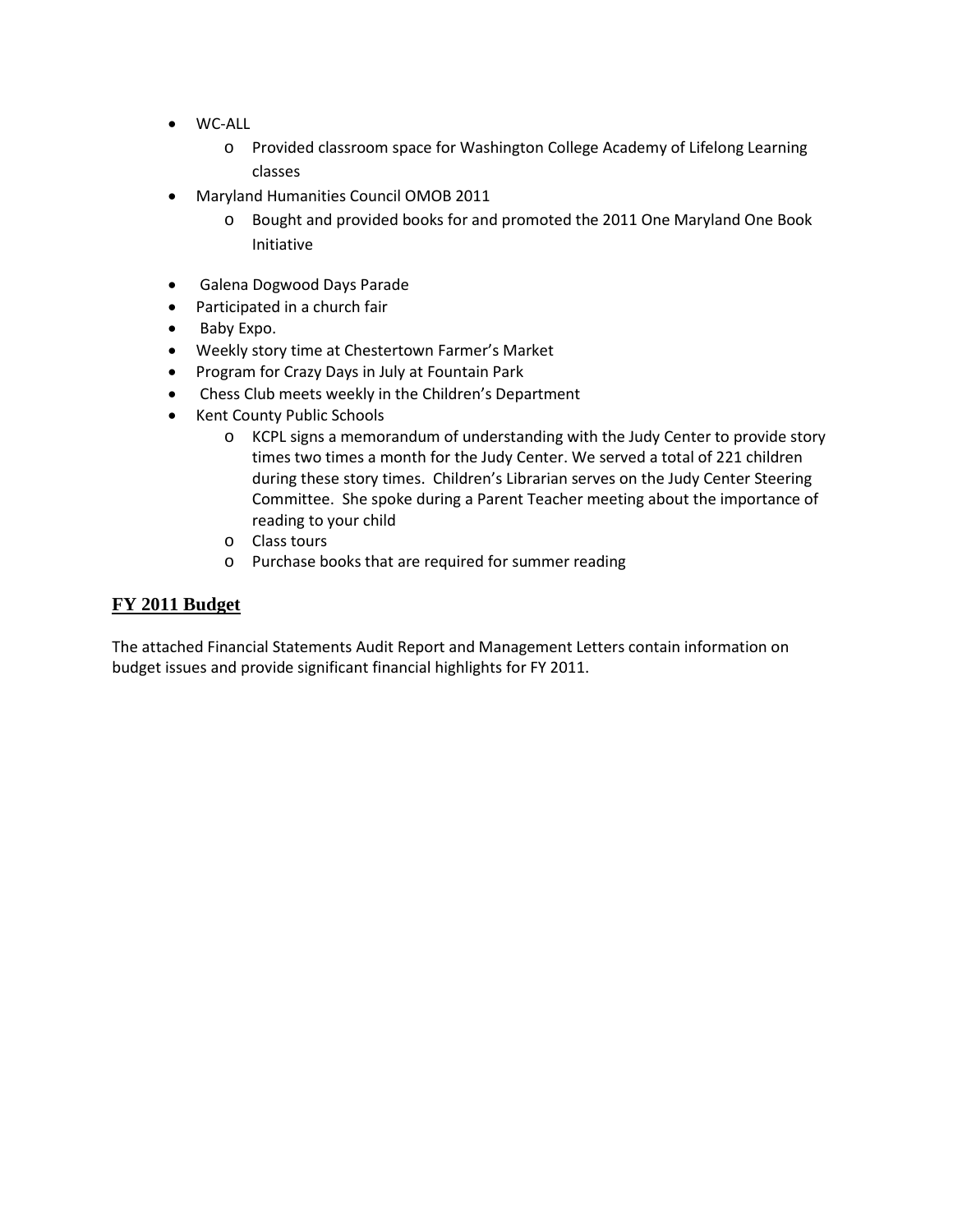- WC-ALL
    - Provided classroom space for Washington College Academy of Lifelong Learning classes
- Maryland Humanities Council OMOB 2011
    - Bought and provided books for and promoted the 2011 One Maryland One Book Initiative

- Galena Dogwood Days Parade
- Participated in a church fair
- Baby Expo.
- Weekly story time at Chestertown Farmer's Market
- Program for Crazy Days in July at Fountain Park
- Chess Club meets weekly in the Children's Department
- Kent County Public Schools
    - KCPL signs a memorandum of understanding with the Judy Center to provide story times two times a month for the Judy Center. We served a total of 221 children during these story times. Children's Librarian serves on the Judy Center Steering Committee. She spoke during a Parent Teacher meeting about the importance of reading to your child
    - Class tours
    - Purchase books that are required for summer reading

## FY 2011 Budget

The attached Financial Statements Audit Report and Management Letters contain information on budget issues and provide significant financial highlights for FY 2011.